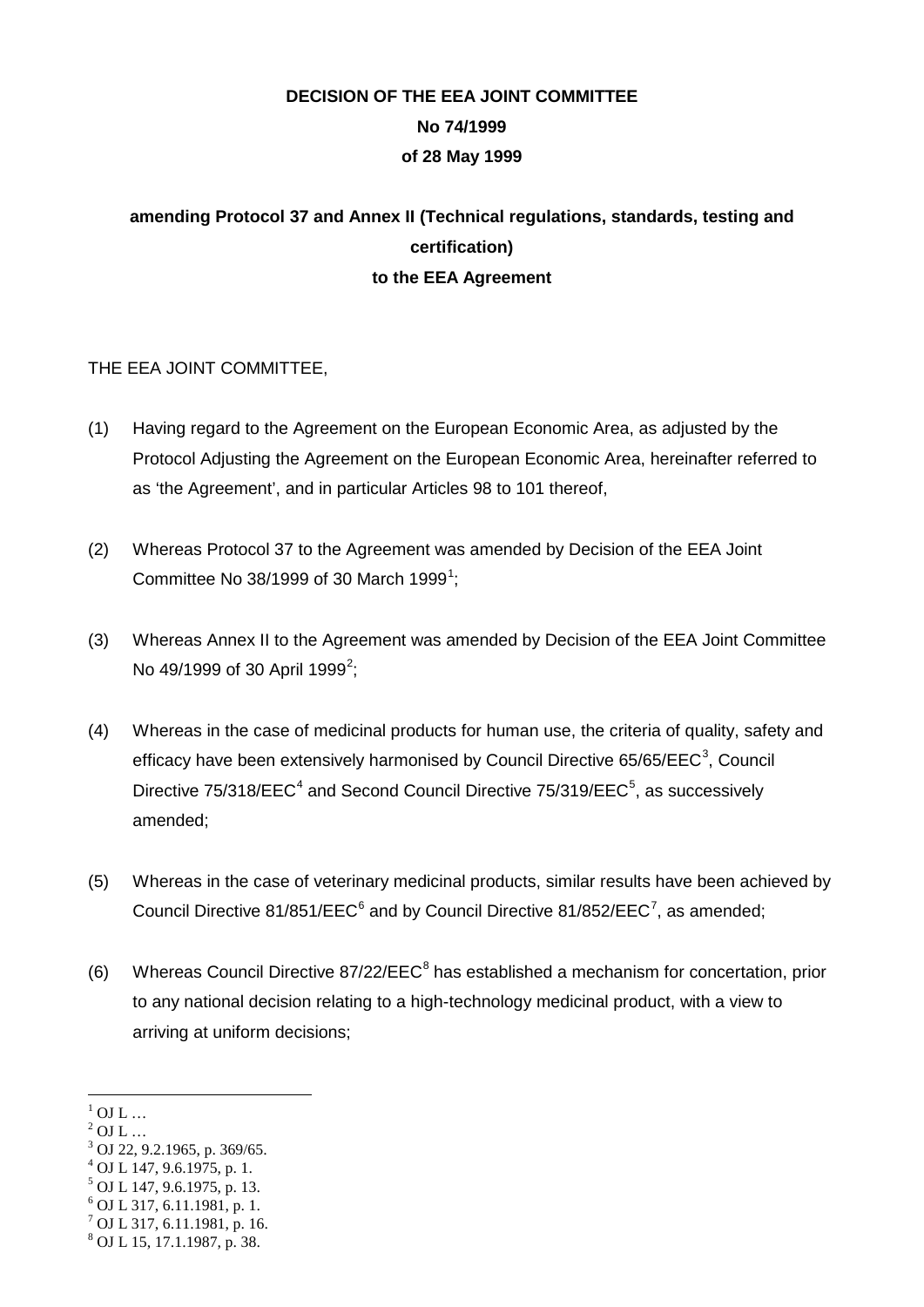**DECISION OF THE EEA JOINT COMMITTEE**

**No 74/1999**

**of 28 May 1999**

**amending Protocol 37 and Annex II (Technical regulations, standards, testing and certification)**
**to the EEA Agreement**

THE EEA JOINT COMMITTEE,

(1) Having regard to the Agreement on the European Economic Area, as adjusted by the Protocol Adjusting the Agreement on the European Economic Area, hereinafter referred to as 'the Agreement', and in particular Articles 98 to 101 thereof,

(2) Whereas Protocol 37 to the Agreement was amended by Decision of the EEA Joint Committee No 38/1999 of 30 March 1999[1];

(3) Whereas Annex II to the Agreement was amended by Decision of the EEA Joint Committee No 49/1999 of 30 April 1999[2];

(4) Whereas in the case of medicinal products for human use, the criteria of quality, safety and efficacy have been extensively harmonised by Council Directive 65/65/EEC[3], Council Directive 75/318/EEC[4] and Second Council Directive 75/319/EEC[5], as successively amended;

(5) Whereas in the case of veterinary medicinal products, similar results have been achieved by Council Directive 81/851/EEC[6] and by Council Directive 81/852/EEC[7], as amended;

(6) Whereas Council Directive 87/22/EEC[8] has established a mechanism for concertation, prior to any national decision relating to a high-technology medicinal product, with a view to arriving at uniform decisions;

---

[1] OJ L …
[2] OJ L …
[3] OJ 22, 9.2.1965, p. 369/65.
[4] OJ L 147, 9.6.1975, p. 1.
[5] OJ L 147, 9.6.1975, p. 13.
[6] OJ L 317, 6.11.1981, p. 1.
[7] OJ L 317, 6.11.1981, p. 16.
[8] OJ L 15, 17.1.1987, p. 38.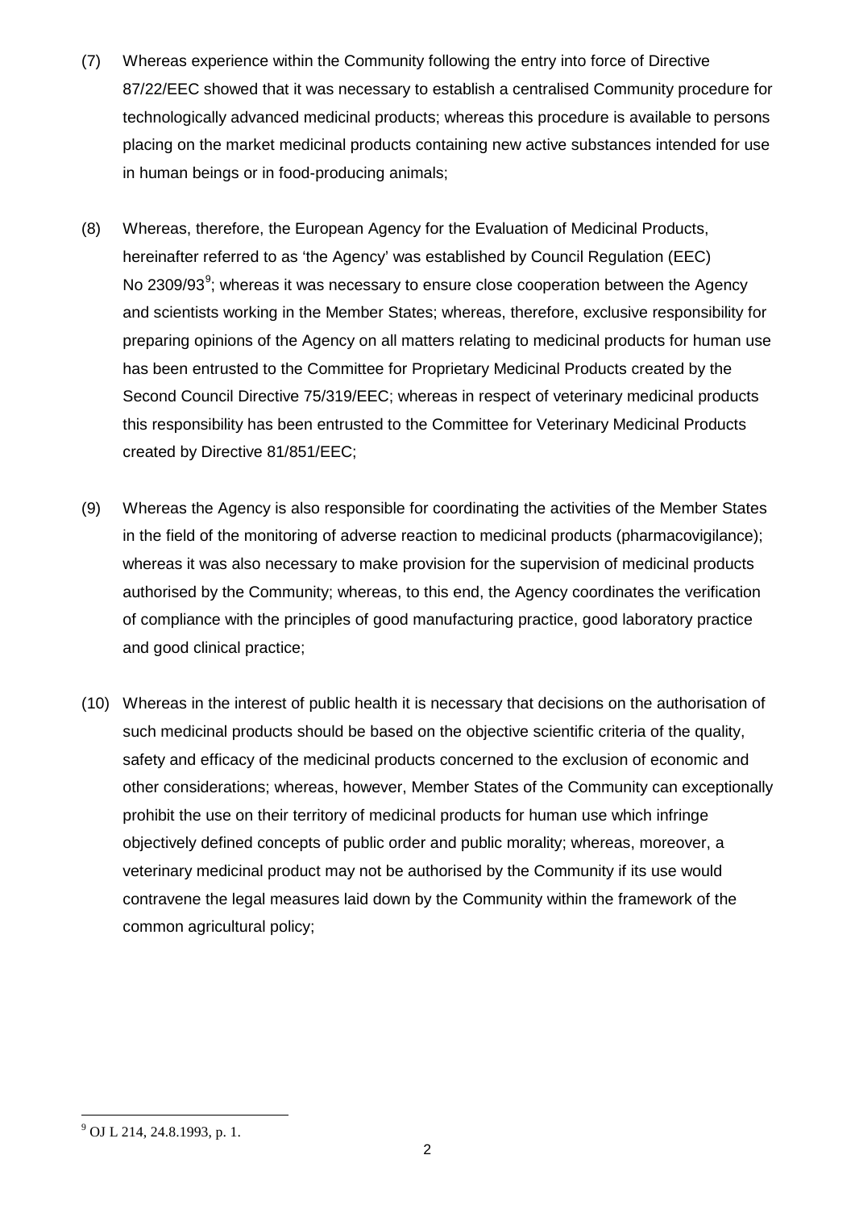(7) Whereas experience within the Community following the entry into force of Directive 87/22/EEC showed that it was necessary to establish a centralised Community procedure for technologically advanced medicinal products; whereas this procedure is available to persons placing on the market medicinal products containing new active substances intended for use in human beings or in food-producing animals;

(8) Whereas, therefore, the European Agency for the Evaluation of Medicinal Products, hereinafter referred to as 'the Agency' was established by Council Regulation (EEC) No 2309/93[9]; whereas it was necessary to ensure close cooperation between the Agency and scientists working in the Member States; whereas, therefore, exclusive responsibility for preparing opinions of the Agency on all matters relating to medicinal products for human use has been entrusted to the Committee for Proprietary Medicinal Products created by the Second Council Directive 75/319/EEC; whereas in respect of veterinary medicinal products this responsibility has been entrusted to the Committee for Veterinary Medicinal Products created by Directive 81/851/EEC;

(9) Whereas the Agency is also responsible for coordinating the activities of the Member States in the field of the monitoring of adverse reaction to medicinal products (pharmacovigilance); whereas it was also necessary to make provision for the supervision of medicinal products authorised by the Community; whereas, to this end, the Agency coordinates the verification of compliance with the principles of good manufacturing practice, good laboratory practice and good clinical practice;

(10) Whereas in the interest of public health it is necessary that decisions on the authorisation of such medicinal products should be based on the objective scientific criteria of the quality, safety and efficacy of the medicinal products concerned to the exclusion of economic and other considerations; whereas, however, Member States of the Community can exceptionally prohibit the use on their territory of medicinal products for human use which infringe objectively defined concepts of public order and public morality; whereas, moreover, a veterinary medicinal product may not be authorised by the Community if its use would contravene the legal measures laid down by the Community within the framework of the common agricultural policy;

[9] OJ L 214, 24.8.1993, p. 1.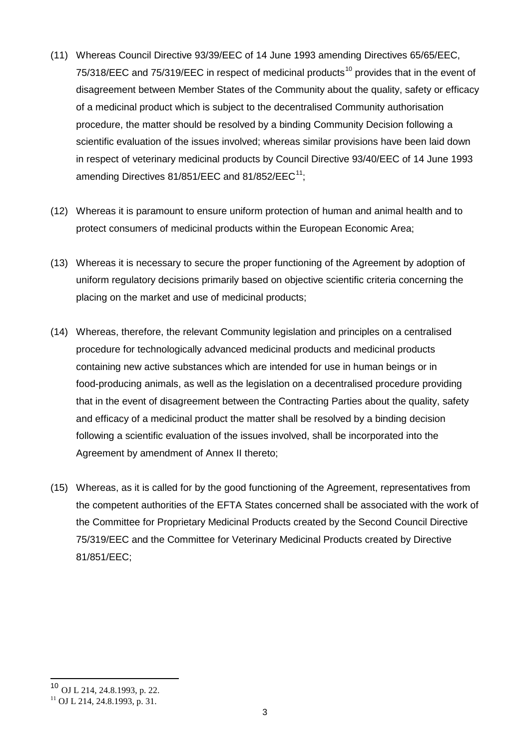(11) Whereas Council Directive 93/39/EEC of 14 June 1993 amending Directives 65/65/EEC, 75/318/EEC and 75/319/EEC in respect of medicinal products[10] provides that in the event of disagreement between Member States of the Community about the quality, safety or efficacy of a medicinal product which is subject to the decentralised Community authorisation procedure, the matter should be resolved by a binding Community Decision following a scientific evaluation of the issues involved; whereas similar provisions have been laid down in respect of veterinary medicinal products by Council Directive 93/40/EEC of 14 June 1993 amending Directives 81/851/EEC and 81/852/EEC[11];

(12) Whereas it is paramount to ensure uniform protection of human and animal health and to protect consumers of medicinal products within the European Economic Area;

(13) Whereas it is necessary to secure the proper functioning of the Agreement by adoption of uniform regulatory decisions primarily based on objective scientific criteria concerning the placing on the market and use of medicinal products;

(14) Whereas, therefore, the relevant Community legislation and principles on a centralised procedure for technologically advanced medicinal products and medicinal products containing new active substances which are intended for use in human beings or in food-producing animals, as well as the legislation on a decentralised procedure providing that in the event of disagreement between the Contracting Parties about the quality, safety and efficacy of a medicinal product the matter shall be resolved by a binding decision following a scientific evaluation of the issues involved, shall be incorporated into the Agreement by amendment of Annex II thereto;

(15) Whereas, as it is called for by the good functioning of the Agreement, representatives from the competent authorities of the EFTA States concerned shall be associated with the work of the Committee for Proprietary Medicinal Products created by the Second Council Directive 75/319/EEC and the Committee for Veterinary Medicinal Products created by Directive 81/851/EEC;

---

[10] OJ L 214, 24.8.1993, p. 22.

[11] OJ L 214, 24.8.1993, p. 31.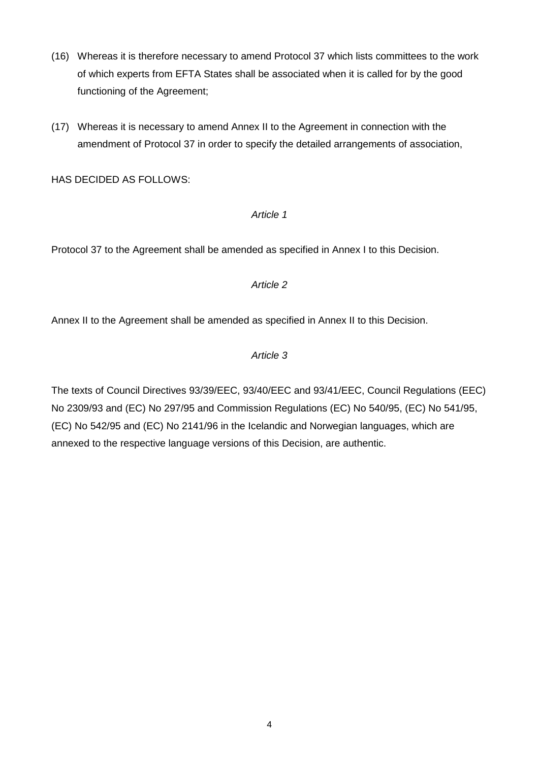(16) Whereas it is therefore necessary to amend Protocol 37 which lists committees to the work of which experts from EFTA States shall be associated when it is called for by the good functioning of the Agreement;

(17) Whereas it is necessary to amend Annex II to the Agreement in connection with the amendment of Protocol 37 in order to specify the detailed arrangements of association,

HAS DECIDED AS FOLLOWS:

*Article 1*

Protocol 37 to the Agreement shall be amended as specified in Annex I to this Decision.

*Article 2*

Annex II to the Agreement shall be amended as specified in Annex II to this Decision.

*Article 3*

The texts of Council Directives 93/39/EEC, 93/40/EEC and 93/41/EEC, Council Regulations (EEC) No 2309/93 and (EC) No 297/95 and Commission Regulations (EC) No 540/95, (EC) No 541/95, (EC) No 542/95 and (EC) No 2141/96 in the Icelandic and Norwegian languages, which are annexed to the respective language versions of this Decision, are authentic.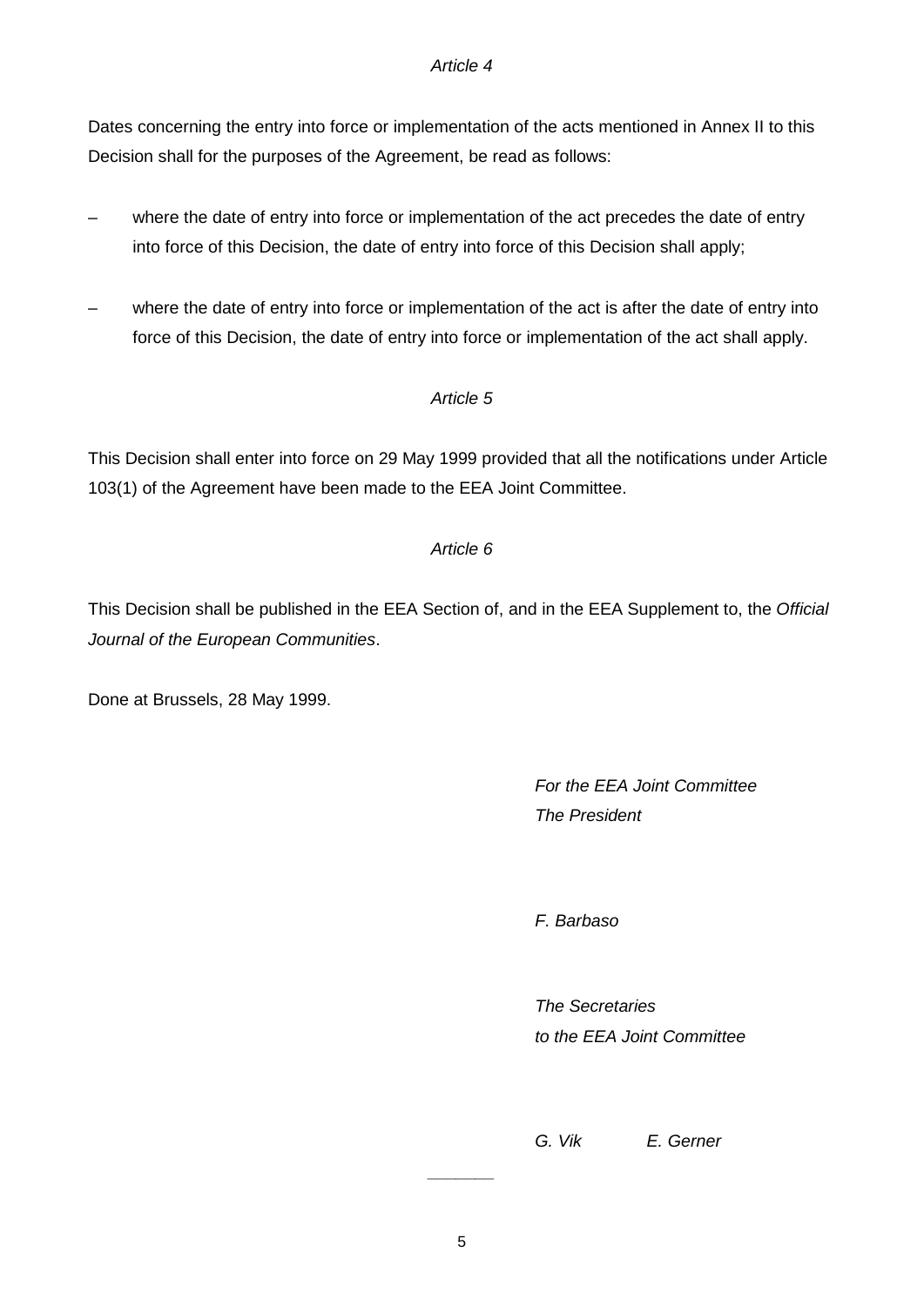*Article 4*

Dates concerning the entry into force or implementation of the acts mentioned in Annex II to this Decision shall for the purposes of the Agreement, be read as follows:

– where the date of entry into force or implementation of the act precedes the date of entry into force of this Decision, the date of entry into force of this Decision shall apply;

– where the date of entry into force or implementation of the act is after the date of entry into force of this Decision, the date of entry into force or implementation of the act shall apply.

*Article 5*

This Decision shall enter into force on 29 May 1999 provided that all the notifications under Article 103(1) of the Agreement have been made to the EEA Joint Committee.

*Article 6*

This Decision shall be published in the EEA Section of, and in the EEA Supplement to, the *Official Journal of the European Communities*.

Done at Brussels, 28 May 1999.

*For the EEA Joint Committee*
*The President*

*F. Barbaso*

*The Secretaries*
*to the EEA Joint Committee*

*G. Vik* *E. Gerner*

_______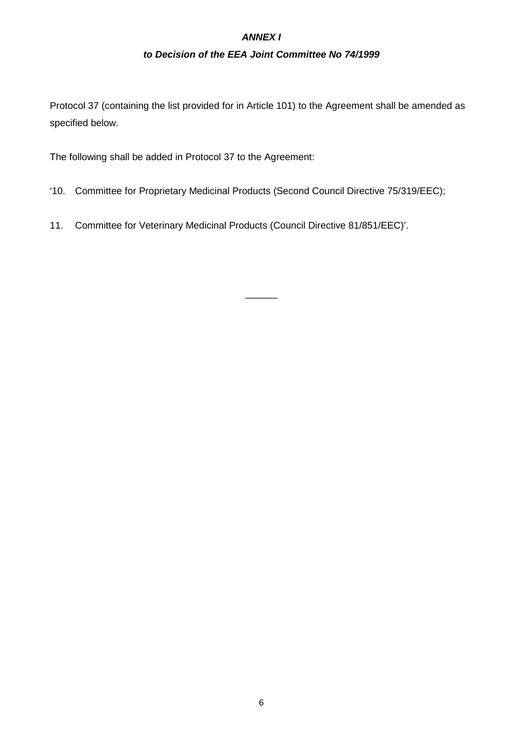***ANNEX I***

***to Decision of the EEA Joint Committee No 74/1999***

Protocol 37 (containing the list provided for in Article 101) to the Agreement shall be amended as specified below.

The following shall be added in Protocol 37 to the Agreement:

‘10. Committee for Proprietary Medicinal Products (Second Council Directive 75/319/EEC);

11. Committee for Veterinary Medicinal Products (Council Directive 81/851/EEC)’.

______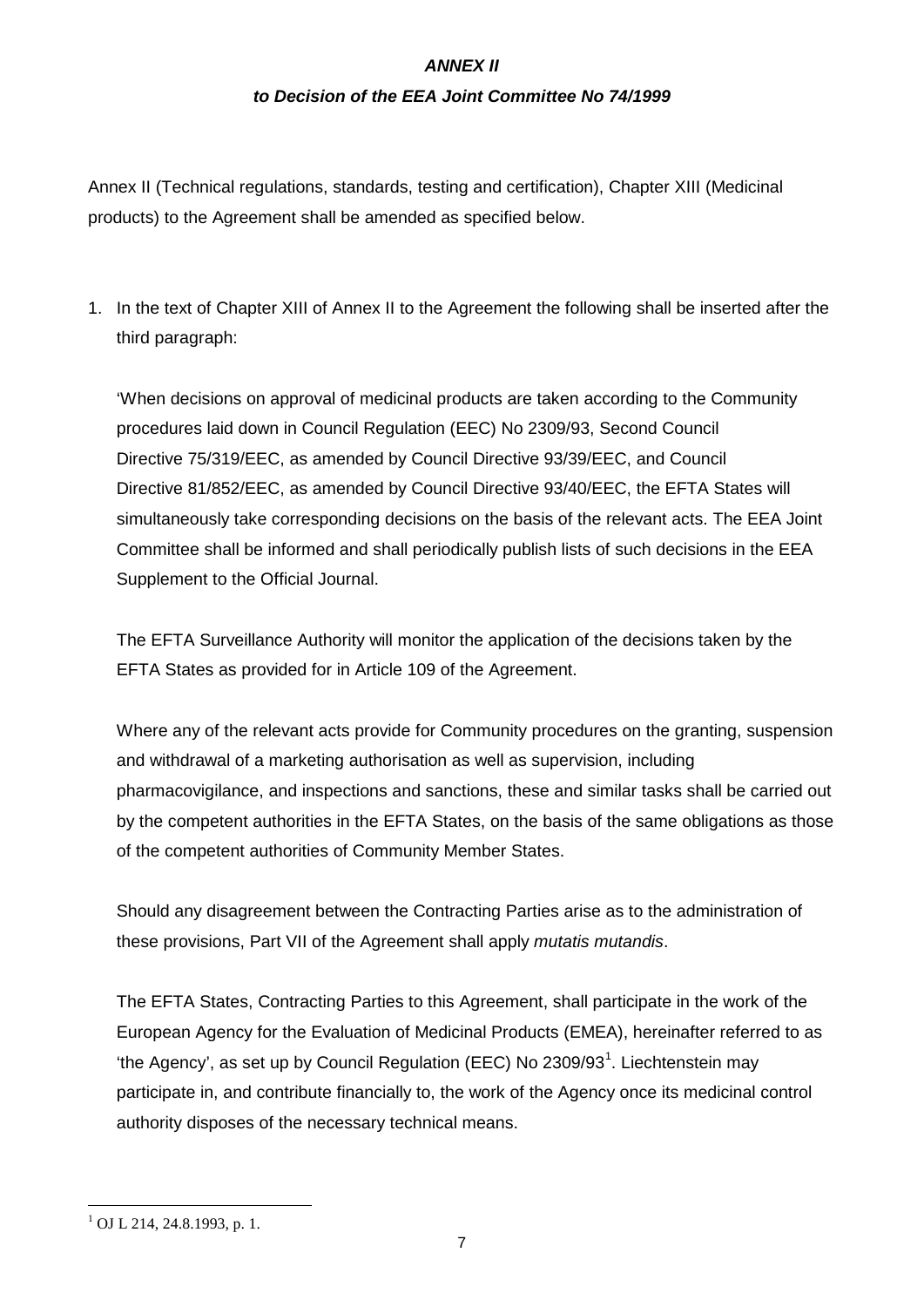***ANNEX II***

***to Decision of the EEA Joint Committee No 74/1999***

Annex II (Technical regulations, standards, testing and certification), Chapter XIII (Medicinal products) to the Agreement shall be amended as specified below.

1. In the text of Chapter XIII of Annex II to the Agreement the following shall be inserted after the third paragraph:

   'When decisions on approval of medicinal products are taken according to the Community procedures laid down in Council Regulation (EEC) No 2309/93, Second Council Directive 75/319/EEC, as amended by Council Directive 93/39/EEC, and Council Directive 81/852/EEC, as amended by Council Directive 93/40/EEC, the EFTA States will simultaneously take corresponding decisions on the basis of the relevant acts. The EEA Joint Committee shall be informed and shall periodically publish lists of such decisions in the EEA Supplement to the Official Journal.

   The EFTA Surveillance Authority will monitor the application of the decisions taken by the EFTA States as provided for in Article 109 of the Agreement.

   Where any of the relevant acts provide for Community procedures on the granting, suspension and withdrawal of a marketing authorisation as well as supervision, including pharmacovigilance, and inspections and sanctions, these and similar tasks shall be carried out by the competent authorities in the EFTA States, on the basis of the same obligations as those of the competent authorities of Community Member States.

   Should any disagreement between the Contracting Parties arise as to the administration of these provisions, Part VII of the Agreement shall apply *mutatis mutandis*.

   The EFTA States, Contracting Parties to this Agreement, shall participate in the work of the European Agency for the Evaluation of Medicinal Products (EMEA), hereinafter referred to as 'the Agency', as set up by Council Regulation (EEC) No 2309/93[1]. Liechtenstein may participate in, and contribute financially to, the work of the Agency once its medicinal control authority disposes of the necessary technical means.

[1] OJ L 214, 24.8.1993, p. 1.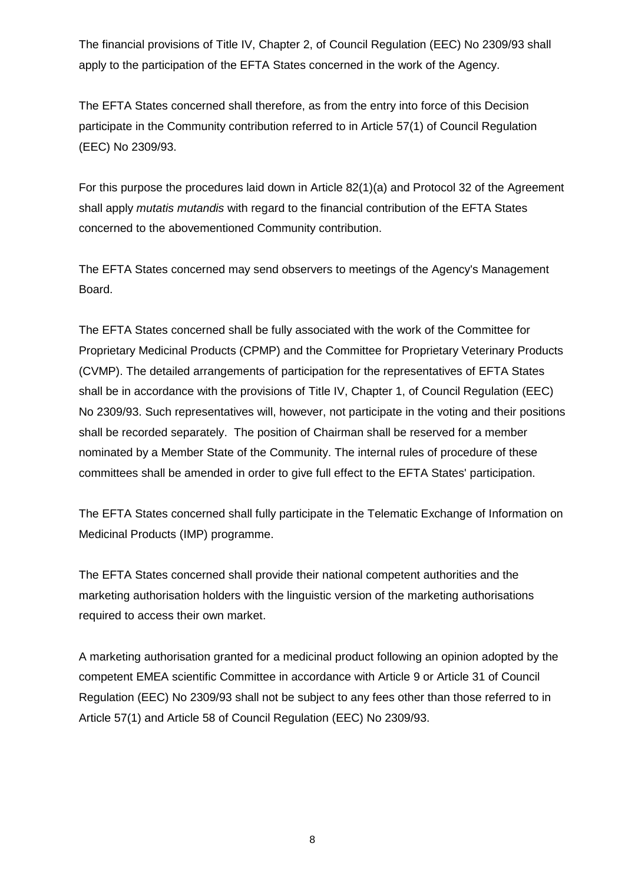The financial provisions of Title IV, Chapter 2, of Council Regulation (EEC) No 2309/93 shall apply to the participation of the EFTA States concerned in the work of the Agency.

The EFTA States concerned shall therefore, as from the entry into force of this Decision participate in the Community contribution referred to in Article 57(1) of Council Regulation (EEC) No 2309/93.

For this purpose the procedures laid down in Article 82(1)(a) and Protocol 32 of the Agreement shall apply *mutatis mutandis* with regard to the financial contribution of the EFTA States concerned to the abovementioned Community contribution.

The EFTA States concerned may send observers to meetings of the Agency's Management Board.

The EFTA States concerned shall be fully associated with the work of the Committee for Proprietary Medicinal Products (CPMP) and the Committee for Proprietary Veterinary Products (CVMP). The detailed arrangements of participation for the representatives of EFTA States shall be in accordance with the provisions of Title IV, Chapter 1, of Council Regulation (EEC) No 2309/93. Such representatives will, however, not participate in the voting and their positions shall be recorded separately. The position of Chairman shall be reserved for a member nominated by a Member State of the Community. The internal rules of procedure of these committees shall be amended in order to give full effect to the EFTA States' participation.

The EFTA States concerned shall fully participate in the Telematic Exchange of Information on Medicinal Products (IMP) programme.

The EFTA States concerned shall provide their national competent authorities and the marketing authorisation holders with the linguistic version of the marketing authorisations required to access their own market.

A marketing authorisation granted for a medicinal product following an opinion adopted by the competent EMEA scientific Committee in accordance with Article 9 or Article 31 of Council Regulation (EEC) No 2309/93 shall not be subject to any fees other than those referred to in Article 57(1) and Article 58 of Council Regulation (EEC) No 2309/93.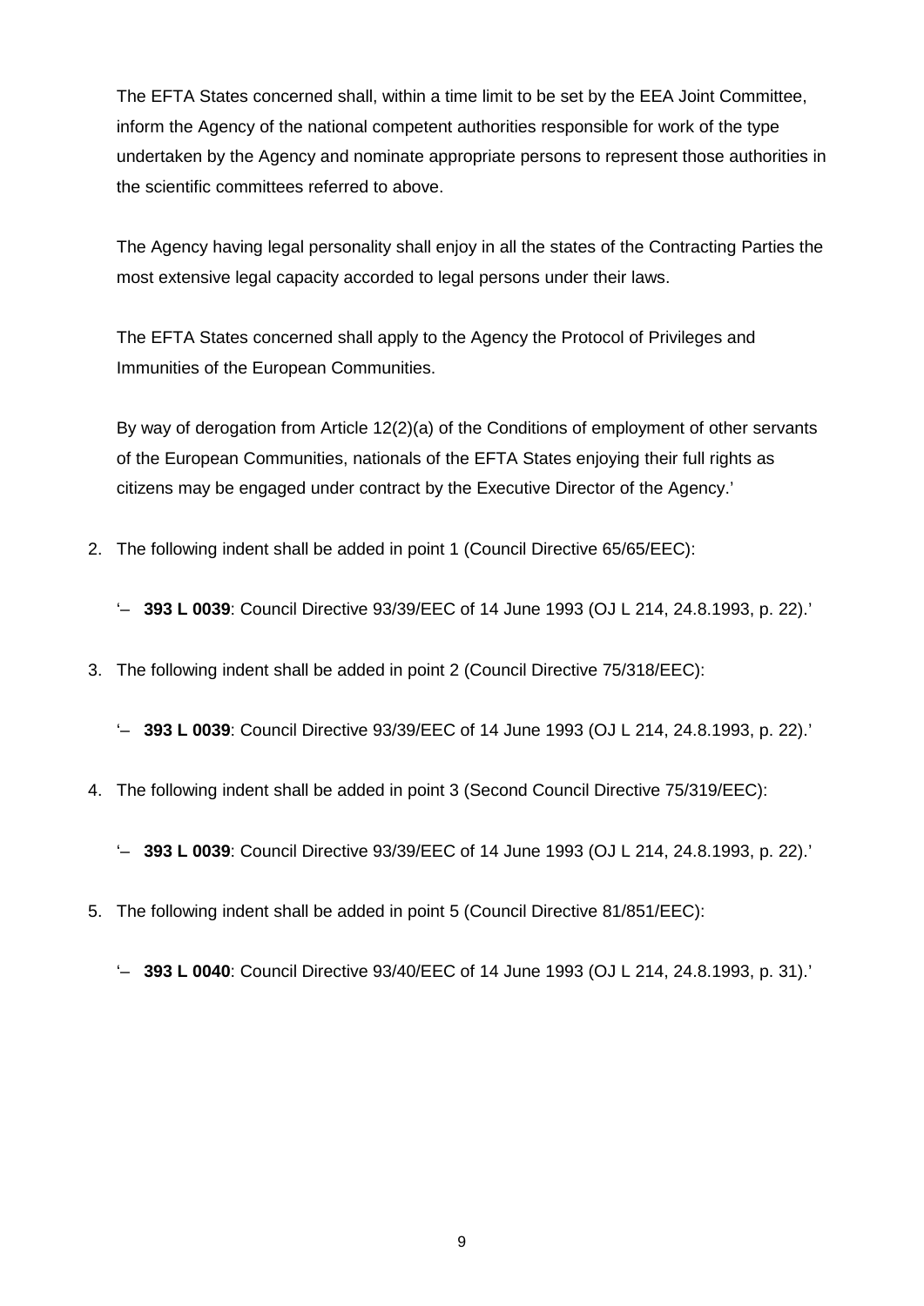The EFTA States concerned shall, within a time limit to be set by the EEA Joint Committee, inform the Agency of the national competent authorities responsible for work of the type undertaken by the Agency and nominate appropriate persons to represent those authorities in the scientific committees referred to above.

The Agency having legal personality shall enjoy in all the states of the Contracting Parties the most extensive legal capacity accorded to legal persons under their laws.

The EFTA States concerned shall apply to the Agency the Protocol of Privileges and Immunities of the European Communities.

By way of derogation from Article 12(2)(a) of the Conditions of employment of other servants of the European Communities, nationals of the EFTA States enjoying their full rights as citizens may be engaged under contract by the Executive Director of the Agency.'

2. The following indent shall be added in point 1 (Council Directive 65/65/EEC):

   '– **393 L 0039**: Council Directive 93/39/EEC of 14 June 1993 (OJ L 214, 24.8.1993, p. 22).'

3. The following indent shall be added in point 2 (Council Directive 75/318/EEC):

   '– **393 L 0039**: Council Directive 93/39/EEC of 14 June 1993 (OJ L 214, 24.8.1993, p. 22).'

4. The following indent shall be added in point 3 (Second Council Directive 75/319/EEC):

   '– **393 L 0039**: Council Directive 93/39/EEC of 14 June 1993 (OJ L 214, 24.8.1993, p. 22).'

5. The following indent shall be added in point 5 (Council Directive 81/851/EEC):

   '– **393 L 0040**: Council Directive 93/40/EEC of 14 June 1993 (OJ L 214, 24.8.1993, p. 31).'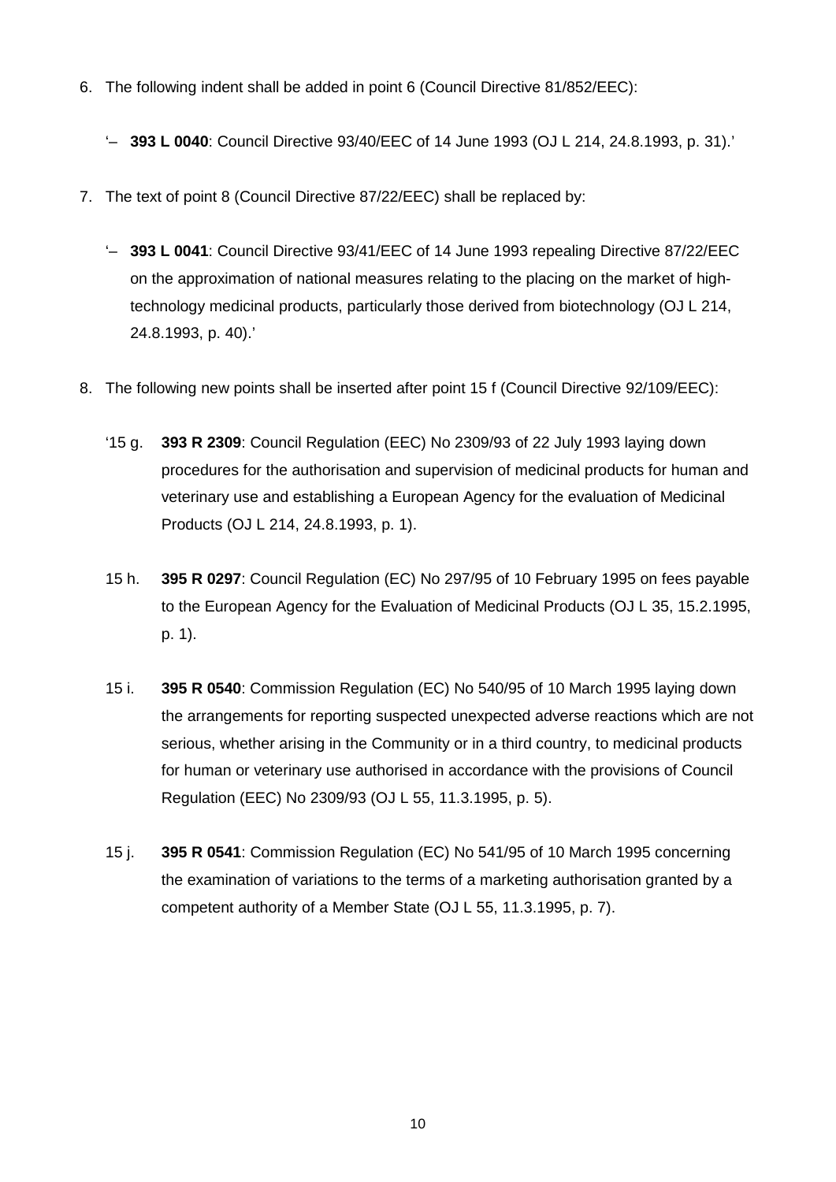6. The following indent shall be added in point 6 (Council Directive 81/852/EEC):

   '– **393 L 0040**: Council Directive 93/40/EEC of 14 June 1993 (OJ L 214, 24.8.1993, p. 31).'

7. The text of point 8 (Council Directive 87/22/EEC) shall be replaced by:

   '– **393 L 0041**: Council Directive 93/41/EEC of 14 June 1993 repealing Directive 87/22/EEC on the approximation of national measures relating to the placing on the market of high-technology medicinal products, particularly those derived from biotechnology (OJ L 214, 24.8.1993, p. 40).'

8. The following new points shall be inserted after point 15 f (Council Directive 92/109/EEC):

   '15 g. **393 R 2309**: Council Regulation (EEC) No 2309/93 of 22 July 1993 laying down procedures for the authorisation and supervision of medicinal products for human and veterinary use and establishing a European Agency for the evaluation of Medicinal Products (OJ L 214, 24.8.1993, p. 1).

   15 h. **395 R 0297**: Council Regulation (EC) No 297/95 of 10 February 1995 on fees payable to the European Agency for the Evaluation of Medicinal Products (OJ L 35, 15.2.1995, p. 1).

   15 i. **395 R 0540**: Commission Regulation (EC) No 540/95 of 10 March 1995 laying down the arrangements for reporting suspected unexpected adverse reactions which are not serious, whether arising in the Community or in a third country, to medicinal products for human or veterinary use authorised in accordance with the provisions of Council Regulation (EEC) No 2309/93 (OJ L 55, 11.3.1995, p. 5).

   15 j. **395 R 0541**: Commission Regulation (EC) No 541/95 of 10 March 1995 concerning the examination of variations to the terms of a marketing authorisation granted by a competent authority of a Member State (OJ L 55, 11.3.1995, p. 7).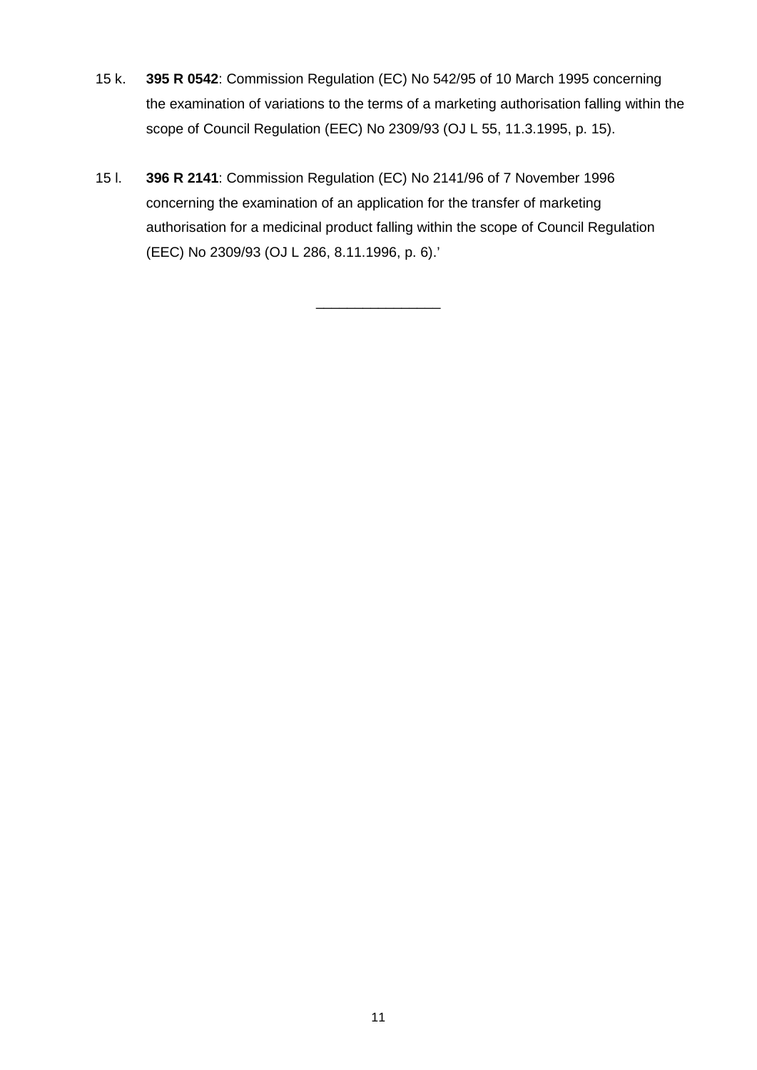15 k. **395 R 0542**: Commission Regulation (EC) No 542/95 of 10 March 1995 concerning the examination of variations to the terms of a marketing authorisation falling within the scope of Council Regulation (EEC) No 2309/93 (OJ L 55, 11.3.1995, p. 15).

15 l. **396 R 2141**: Commission Regulation (EC) No 2141/96 of 7 November 1996 concerning the examination of an application for the transfer of marketing authorisation for a medicinal product falling within the scope of Council Regulation (EEC) No 2309/93 (OJ L 286, 8.11.1996, p. 6).'

________________